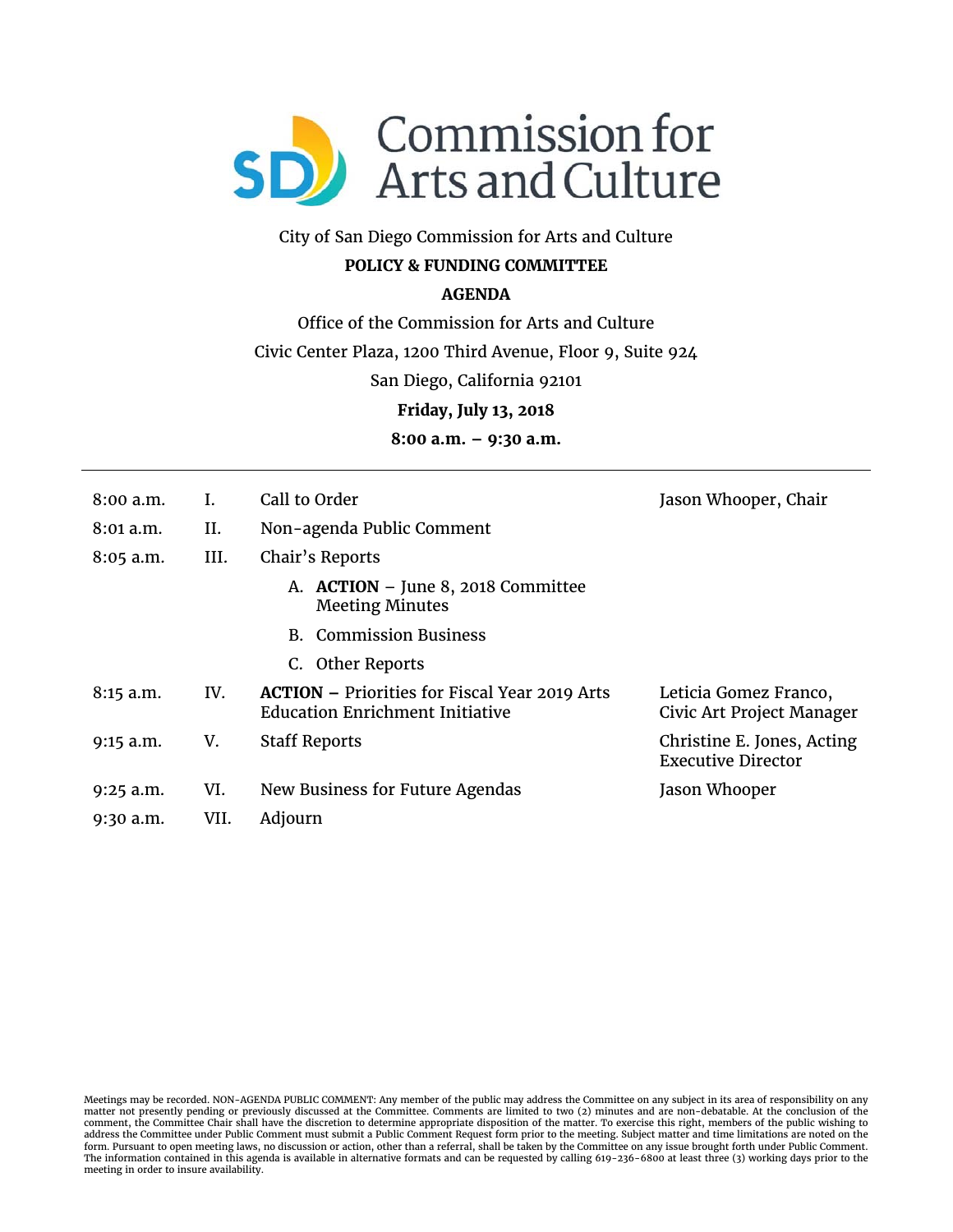# Commission for Arts and Culture

City of San Diego Commission for Arts and Culture

**POLICY & FUNDING COMMITTEE**

**AGENDA**

Office of the Commission for Arts and Culture

Civic Center Plaza, 1200 Third Avenue, Floor 9, Suite 924

San Diego, California 92101

**Friday, July 13, 2018**

**8:00 a.m. – 9:30 a.m.**

---

| Time | Item | Description | Presenter |
|---|---|---|---|
| 8:00 a.m. | I. | Call to Order | Jason Whooper, Chair |
| 8:01 a.m. | II. | Non-agenda Public Comment | |
| 8:05 a.m. | III. | Chair's Reports | |
| | | A. **ACTION** – June 8, 2018 Committee Meeting Minutes | |
| | | B. Commission Business | |
| | | C. Other Reports | |
| 8:15 a.m. | IV. | **ACTION –** Priorities for Fiscal Year 2019 Arts Education Enrichment Initiative | Leticia Gomez Franco, Civic Art Project Manager |
| 9:15 a.m. | V. | Staff Reports | Christine E. Jones, Acting Executive Director |
| 9:25 a.m. | VI. | New Business for Future Agendas | Jason Whooper |
| 9:30 a.m. | VII. | Adjourn | |

Meetings may be recorded. NON-AGENDA PUBLIC COMMENT: Any member of the public may address the Committee on any subject in its area of responsibility on any matter not presently pending or previously discussed at the Committee. Comments are limited to two (2) minutes and are non-debatable. At the conclusion of the comment, the Committee Chair shall have the discretion to determine appropriate disposition of the matter. To exercise this right, members of the public wishing to address the Committee under Public Comment must submit a Public Comment Request form prior to the meeting. Subject matter and time limitations are noted on the form. Pursuant to open meeting laws, no discussion or action, other than a referral, shall be taken by the Committee on any issue brought forth under Public Comment. The information contained in this agenda is available in alternative formats and can be requested by calling 619-236-6800 at least three (3) working days prior to the meeting in order to insure availability.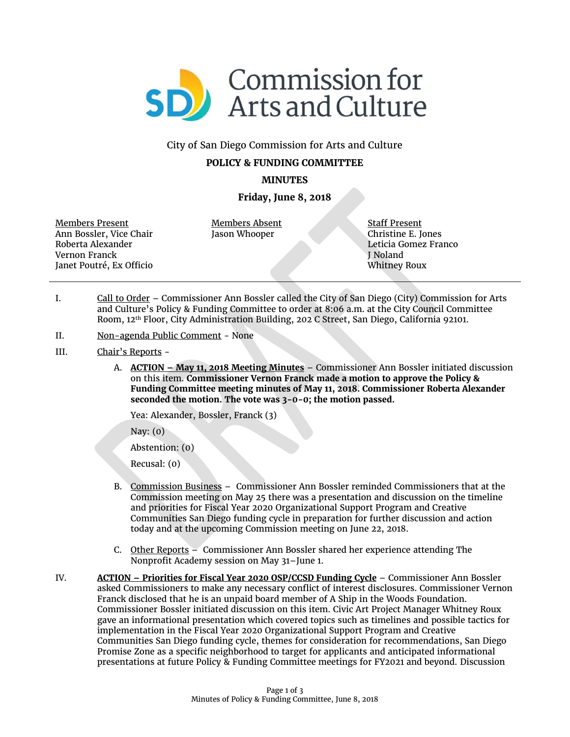City of San Diego Commission for Arts and Culture

**POLICY & FUNDING COMMITTEE**

**MINUTES**

**Friday, June 8, 2018**

| Members Present | Members Absent | Staff Present |
|---|---|---|
| Ann Bossler, Vice Chair | Jason Whooper | Christine E. Jones |
| Roberta Alexander | | Leticia Gomez Franco |
| Vernon Franck | | J Noland |
| Janet Poutré, Ex Officio | | Whitney Roux |

---

I. Call to Order – Commissioner Ann Bossler called the City of San Diego (City) Commission for Arts and Culture's Policy & Funding Committee to order at 8:06 a.m. at the City Council Committee Room, 12th Floor, City Administration Building, 202 C Street, San Diego, California 92101.

II. Non-agenda Public Comment - None

III. Chair's Reports -

A. **ACTION – May 11, 2018 Meeting Minutes** – Commissioner Ann Bossler initiated discussion on this item. **Commissioner Vernon Franck made a motion to approve the Policy & Funding Committee meeting minutes of May 11, 2018. Commissioner Roberta Alexander seconded the motion. The vote was 3-0-0; the motion passed.**

Yea: Alexander, Bossler, Franck (3)

Nay: (0)

Abstention: (0)

Recusal: (0)

B. Commission Business – Commissioner Ann Bossler reminded Commissioners that at the Commission meeting on May 25 there was a presentation and discussion on the timeline and priorities for Fiscal Year 2020 Organizational Support Program and Creative Communities San Diego funding cycle in preparation for further discussion and action today and at the upcoming Commission meeting on June 22, 2018.

C. Other Reports – Commissioner Ann Bossler shared her experience attending The Nonprofit Academy session on May 31–June 1.

IV. **ACTION – Priorities for Fiscal Year 2020 OSP/CCSD Funding Cycle** – Commissioner Ann Bossler asked Commissioners to make any necessary conflict of interest disclosures. Commissioner Vernon Franck disclosed that he is an unpaid board member of A Ship in the Woods Foundation. Commissioner Bossler initiated discussion on this item. Civic Art Project Manager Whitney Roux gave an informational presentation which covered topics such as timelines and possible tactics for implementation in the Fiscal Year 2020 Organizational Support Program and Creative Communities San Diego funding cycle, themes for consideration for recommendations, San Diego Promise Zone as a specific neighborhood to target for applicants and anticipated informational presentations at future Policy & Funding Committee meetings for FY2021 and beyond. Discussion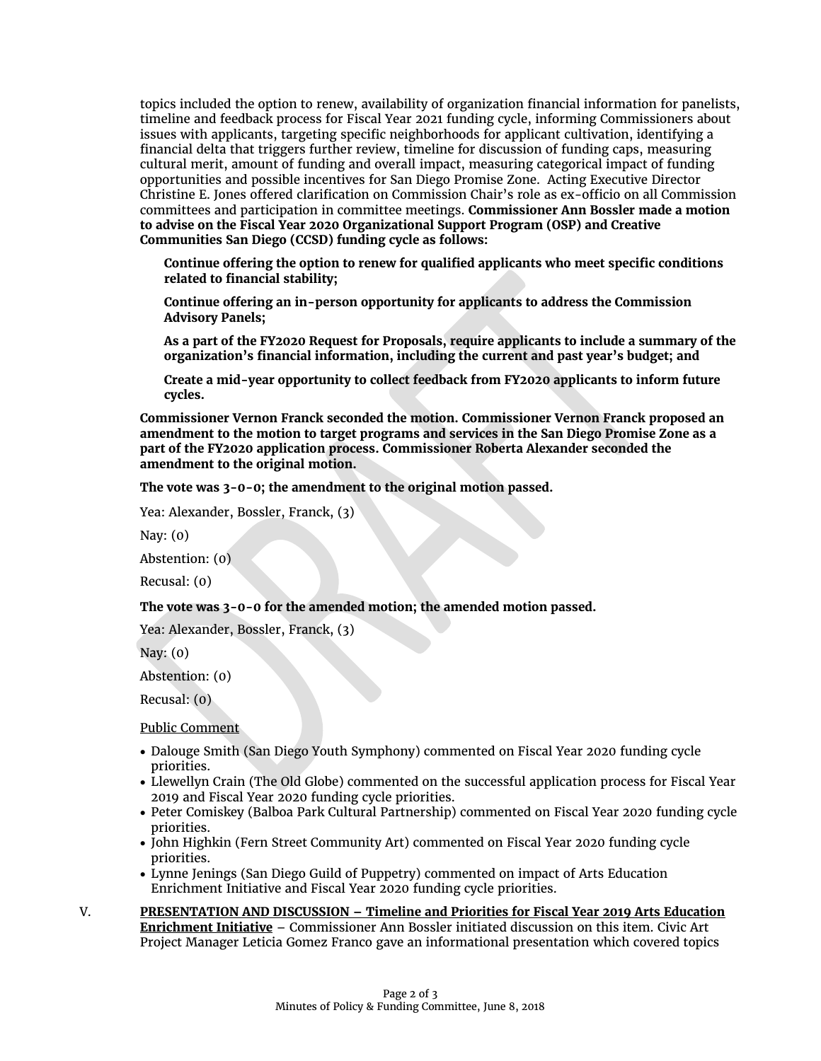topics included the option to renew, availability of organization financial information for panelists, timeline and feedback process for Fiscal Year 2021 funding cycle, informing Commissioners about issues with applicants, targeting specific neighborhoods for applicant cultivation, identifying a financial delta that triggers further review, timeline for discussion of funding caps, measuring cultural merit, amount of funding and overall impact, measuring categorical impact of funding opportunities and possible incentives for San Diego Promise Zone. Acting Executive Director Christine E. Jones offered clarification on Commission Chair's role as ex-officio on all Commission committees and participation in committee meetings. **Commissioner Ann Bossler made a motion to advise on the Fiscal Year 2020 Organizational Support Program (OSP) and Creative Communities San Diego (CCSD) funding cycle as follows:**

**Continue offering the option to renew for qualified applicants who meet specific conditions related to financial stability;**

**Continue offering an in-person opportunity for applicants to address the Commission Advisory Panels;**

**As a part of the FY2020 Request for Proposals, require applicants to include a summary of the organization's financial information, including the current and past year's budget; and**

**Create a mid-year opportunity to collect feedback from FY2020 applicants to inform future cycles.**

**Commissioner Vernon Franck seconded the motion. Commissioner Vernon Franck proposed an amendment to the motion to target programs and services in the San Diego Promise Zone as a part of the FY2020 application process. Commissioner Roberta Alexander seconded the amendment to the original motion.**

**The vote was 3-0-0; the amendment to the original motion passed.**

Yea: Alexander, Bossler, Franck, (3)

Nay: (0)

Abstention: (0)

Recusal: (0)

**The vote was 3-0-0 for the amended motion; the amended motion passed.**

Yea: Alexander, Bossler, Franck, (3)

Nay: (0)

Abstention: (0)

Recusal: (0)

Public Comment

- Dalouge Smith (San Diego Youth Symphony) commented on Fiscal Year 2020 funding cycle priorities.
- Llewellyn Crain (The Old Globe) commented on the successful application process for Fiscal Year 2019 and Fiscal Year 2020 funding cycle priorities.
- Peter Comiskey (Balboa Park Cultural Partnership) commented on Fiscal Year 2020 funding cycle priorities.
- John Highkin (Fern Street Community Art) commented on Fiscal Year 2020 funding cycle priorities.
- Lynne Jenings (San Diego Guild of Puppetry) commented on impact of Arts Education Enrichment Initiative and Fiscal Year 2020 funding cycle priorities.

V. **PRESENTATION AND DISCUSSION – Timeline and Priorities for Fiscal Year 2019 Arts Education Enrichment Initiative** – Commissioner Ann Bossler initiated discussion on this item. Civic Art Project Manager Leticia Gomez Franco gave an informational presentation which covered topics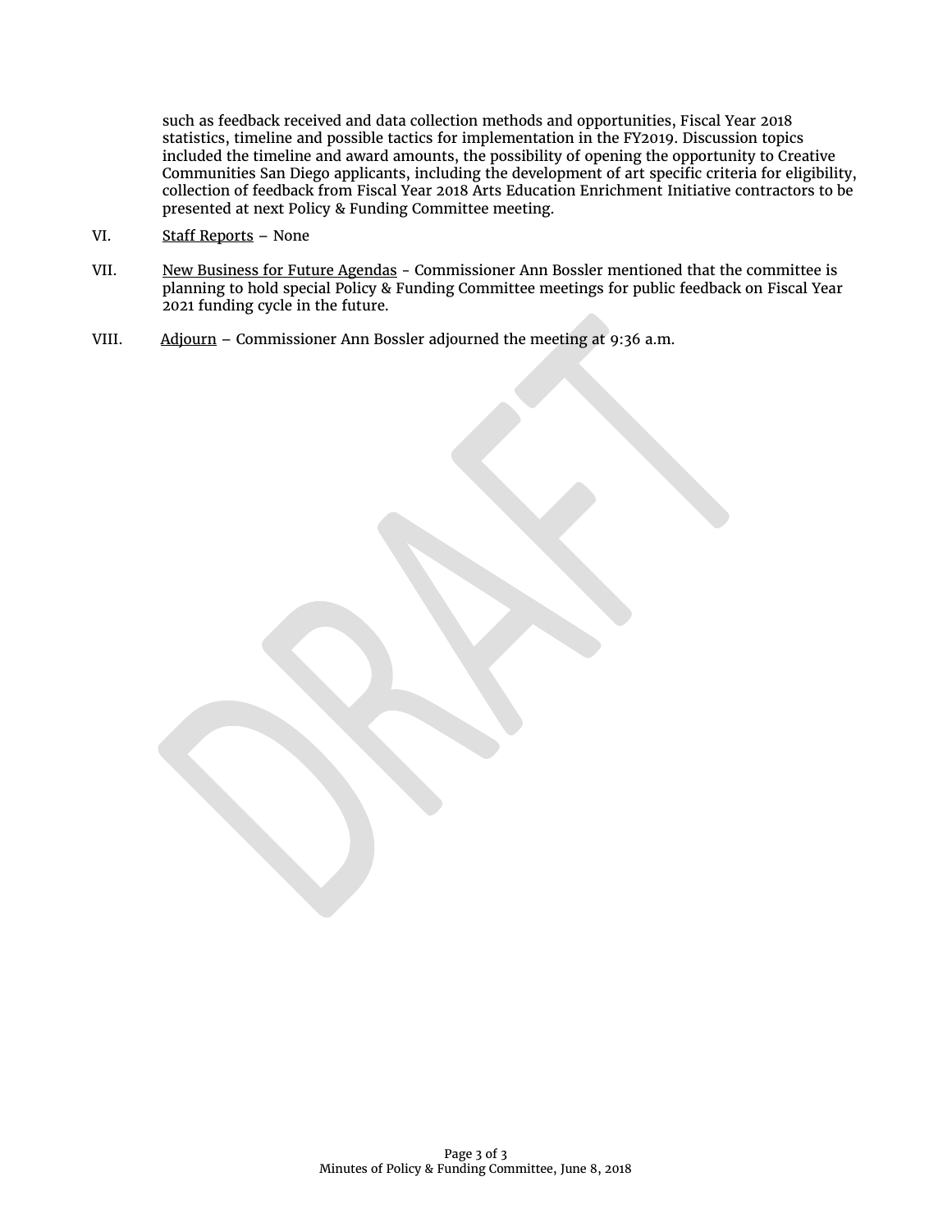such as feedback received and data collection methods and opportunities, Fiscal Year 2018 statistics, timeline and possible tactics for implementation in the FY2019. Discussion topics included the timeline and award amounts, the possibility of opening the opportunity to Creative Communities San Diego applicants, including the development of art specific criteria for eligibility, collection of feedback from Fiscal Year 2018 Arts Education Enrichment Initiative contractors to be presented at next Policy & Funding Committee meeting.

VI. Staff Reports – None

VII. New Business for Future Agendas - Commissioner Ann Bossler mentioned that the committee is planning to hold special Policy & Funding Committee meetings for public feedback on Fiscal Year 2021 funding cycle in the future.

VIII. Adjourn – Commissioner Ann Bossler adjourned the meeting at 9:36 a.m.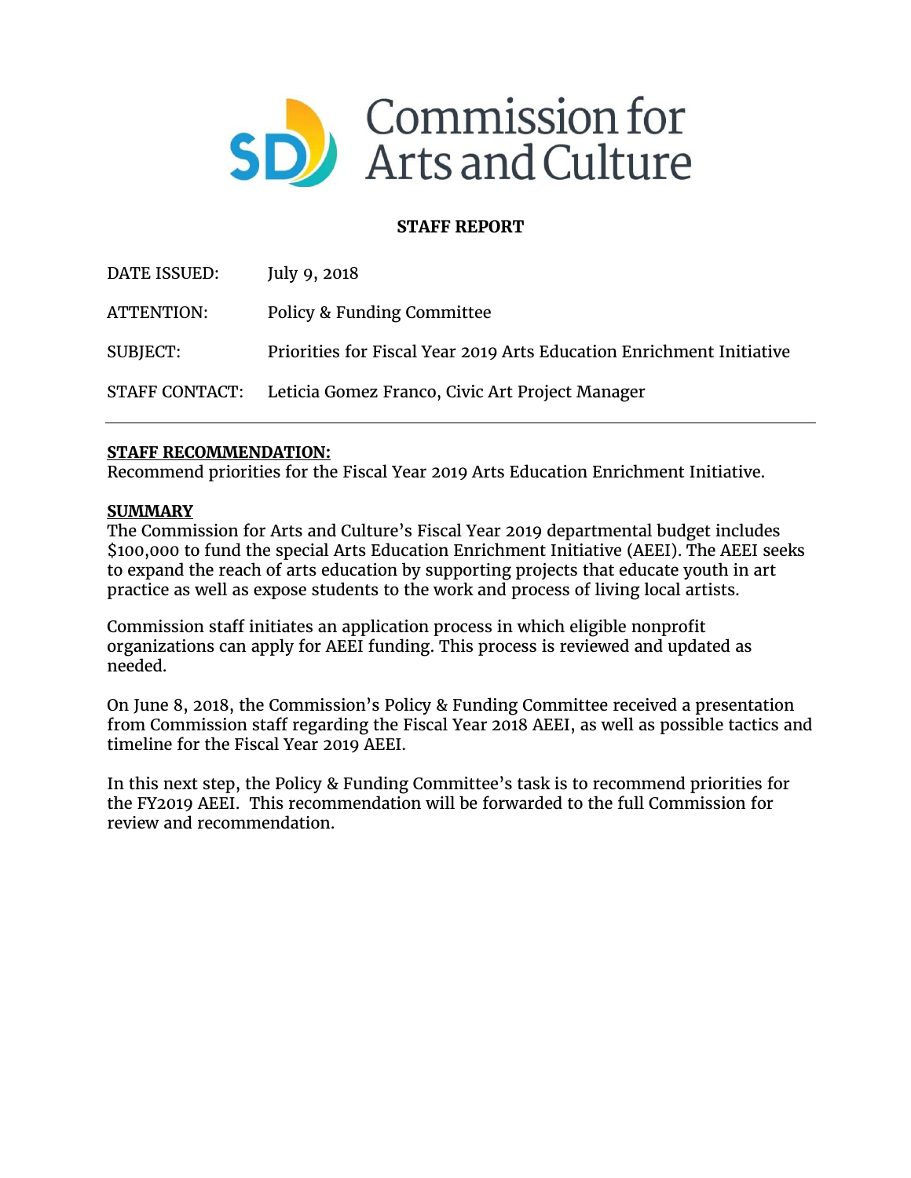# Commission for Arts and Culture

**STAFF REPORT**

| | |
|---|---|
| DATE ISSUED: | July 9, 2018 |
| ATTENTION: | Policy & Funding Committee |
| SUBJECT: | Priorities for Fiscal Year 2019 Arts Education Enrichment Initiative |
| STAFF CONTACT: | Leticia Gomez Franco, Civic Art Project Manager |

---

**STAFF RECOMMENDATION:**
Recommend priorities for the Fiscal Year 2019 Arts Education Enrichment Initiative.

**SUMMARY**
The Commission for Arts and Culture's Fiscal Year 2019 departmental budget includes $100,000 to fund the special Arts Education Enrichment Initiative (AEEI). The AEEI seeks to expand the reach of arts education by supporting projects that educate youth in art practice as well as expose students to the work and process of living local artists.

Commission staff initiates an application process in which eligible nonprofit organizations can apply for AEEI funding. This process is reviewed and updated as needed.

On June 8, 2018, the Commission's Policy & Funding Committee received a presentation from Commission staff regarding the Fiscal Year 2018 AEEI, as well as possible tactics and timeline for the Fiscal Year 2019 AEEI.

In this next step, the Policy & Funding Committee's task is to recommend priorities for the FY2019 AEEI. This recommendation will be forwarded to the full Commission for review and recommendation.